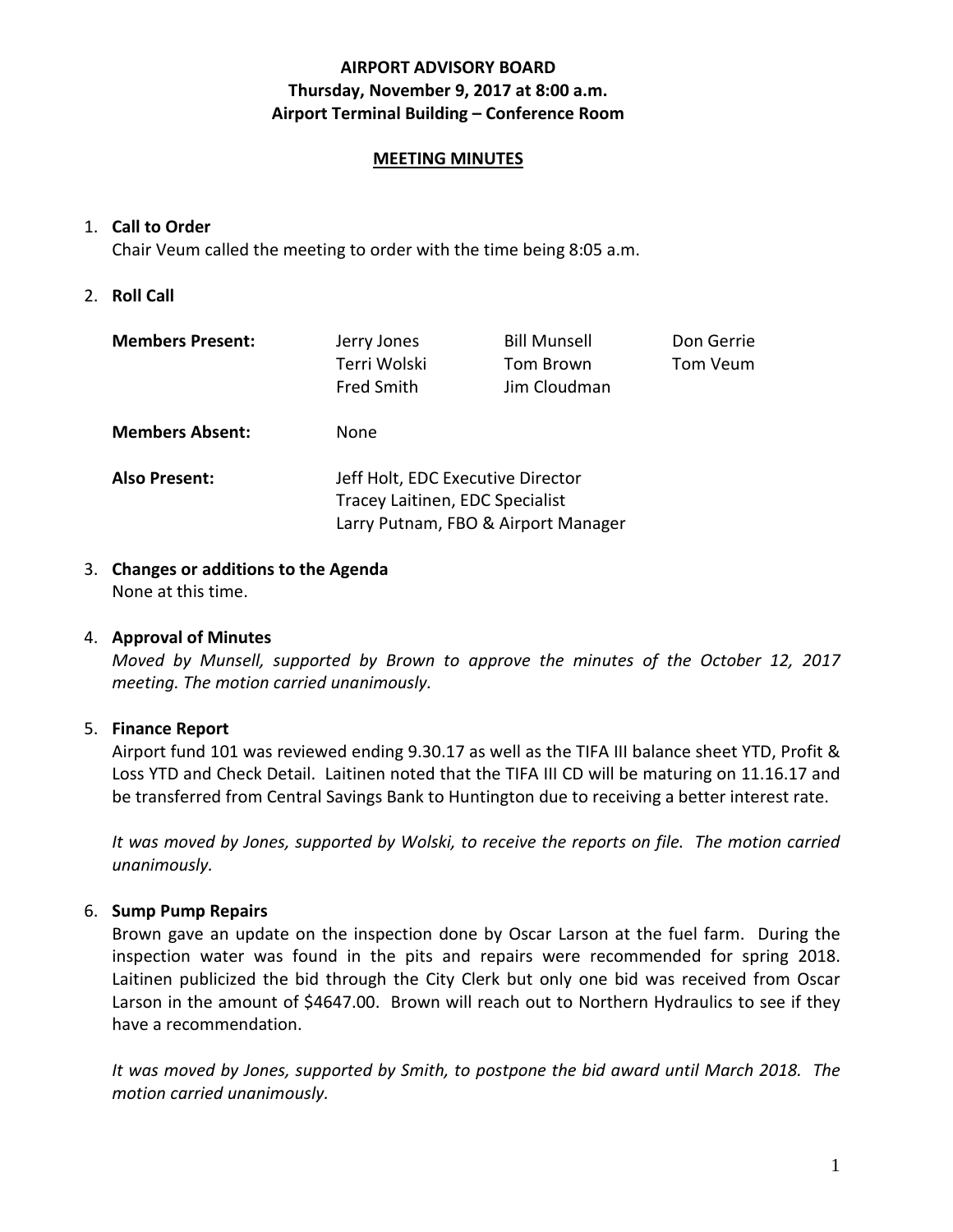# AIRPORT ADVISORY BOARD
## Thursday, November 9, 2017 at 8:00 a.m.
## Airport Terminal Building – Conference Room

**MEETING MINUTES**

1. **Call to Order**
   Chair Veum called the meeting to order with the time being 8:05 a.m.

2. **Roll Call**

   **Members Present:** Jerry Jones, Bill Munsell, Don Gerrie, Terri Wolski, Tom Brown, Tom Veum, Fred Smith, Jim Cloudman

   **Members Absent:** None

   **Also Present:** Jeff Holt, EDC Executive Director
   Tracey Laitinen, EDC Specialist
   Larry Putnam, FBO & Airport Manager

3. **Changes or additions to the Agenda**
   None at this time.

4. **Approval of Minutes**
   *Moved by Munsell, supported by Brown to approve the minutes of the October 12, 2017 meeting. The motion carried unanimously.*

5. **Finance Report**
   Airport fund 101 was reviewed ending 9.30.17 as well as the TIFA III balance sheet YTD, Profit & Loss YTD and Check Detail. Laitinen noted that the TIFA III CD will be maturing on 11.16.17 and be transferred from Central Savings Bank to Huntington due to receiving a better interest rate.

   *It was moved by Jones, supported by Wolski, to receive the reports on file. The motion carried unanimously.*

6. **Sump Pump Repairs**
   Brown gave an update on the inspection done by Oscar Larson at the fuel farm. During the inspection water was found in the pits and repairs were recommended for spring 2018. Laitinen publicized the bid through the City Clerk but only one bid was received from Oscar Larson in the amount of $4647.00. Brown will reach out to Northern Hydraulics to see if they have a recommendation.

   *It was moved by Jones, supported by Smith, to postpone the bid award until March 2018. The motion carried unanimously.*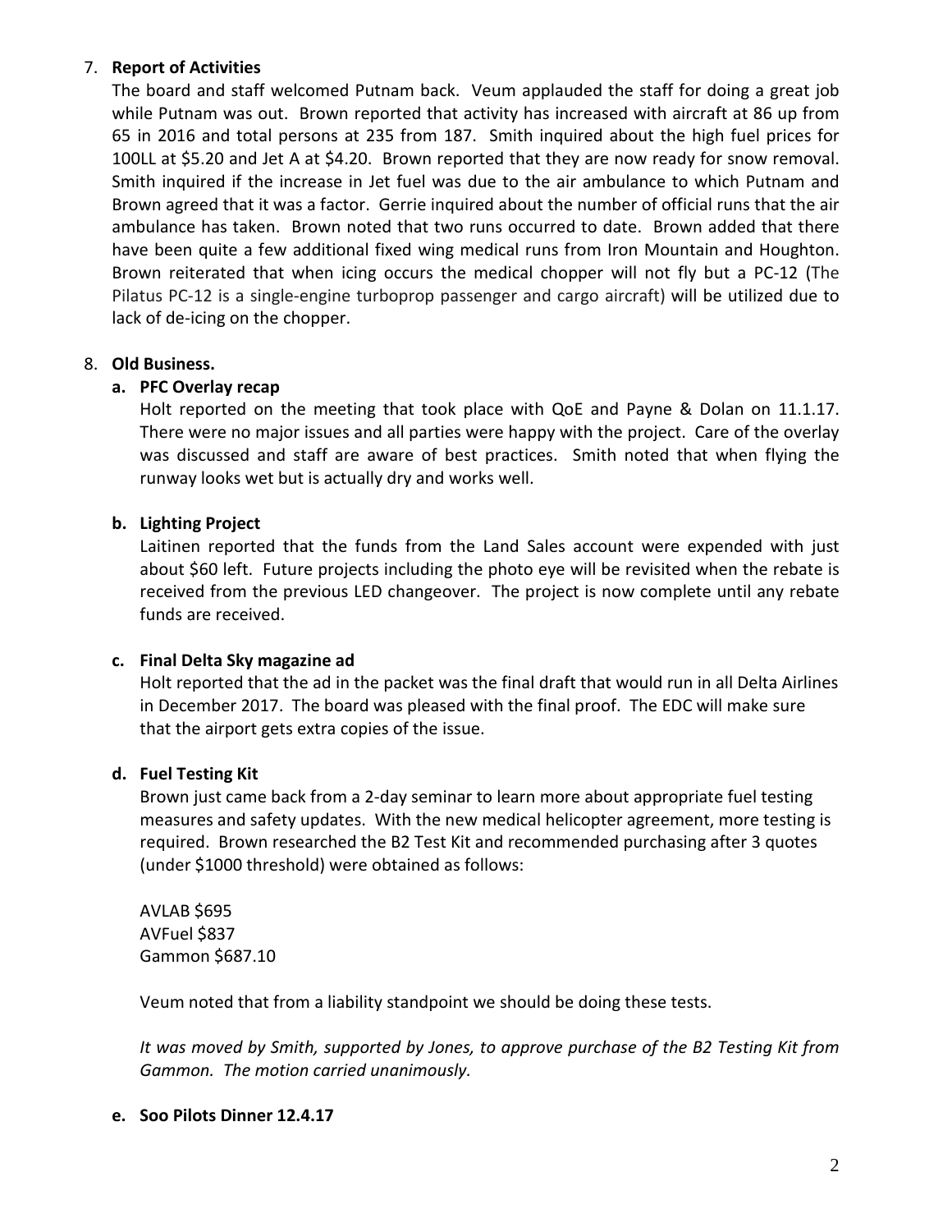7. **Report of Activities**

   The board and staff welcomed Putnam back. Veum applauded the staff for doing a great job while Putnam was out. Brown reported that activity has increased with aircraft at 86 up from 65 in 2016 and total persons at 235 from 187. Smith inquired about the high fuel prices for 100LL at $5.20 and Jet A at $4.20. Brown reported that they are now ready for snow removal. Smith inquired if the increase in Jet fuel was due to the air ambulance to which Putnam and Brown agreed that it was a factor. Gerrie inquired about the number of official runs that the air ambulance has taken. Brown noted that two runs occurred to date. Brown added that there have been quite a few additional fixed wing medical runs from Iron Mountain and Houghton. Brown reiterated that when icing occurs the medical chopper will not fly but a PC-12 (The Pilatus PC-12 is a single-engine turboprop passenger and cargo aircraft) will be utilized due to lack of de-icing on the chopper.

8. **Old Business.**

   **a. PFC Overlay recap**

   Holt reported on the meeting that took place with QoE and Payne & Dolan on 11.1.17. There were no major issues and all parties were happy with the project. Care of the overlay was discussed and staff are aware of best practices. Smith noted that when flying the runway looks wet but is actually dry and works well.

   **b. Lighting Project**

   Laitinen reported that the funds from the Land Sales account were expended with just about $60 left. Future projects including the photo eye will be revisited when the rebate is received from the previous LED changeover. The project is now complete until any rebate funds are received.

   **c. Final Delta Sky magazine ad**

   Holt reported that the ad in the packet was the final draft that would run in all Delta Airlines in December 2017. The board was pleased with the final proof. The EDC will make sure that the airport gets extra copies of the issue.

   **d. Fuel Testing Kit**

   Brown just came back from a 2-day seminar to learn more about appropriate fuel testing measures and safety updates. With the new medical helicopter agreement, more testing is required. Brown researched the B2 Test Kit and recommended purchasing after 3 quotes (under $1000 threshold) were obtained as follows:

   AVLAB $695
   AVFuel $837
   Gammon $687.10

   Veum noted that from a liability standpoint we should be doing these tests.

   *It was moved by Smith, supported by Jones, to approve purchase of the B2 Testing Kit from Gammon. The motion carried unanimously.*

   **e. Soo Pilots Dinner 12.4.17**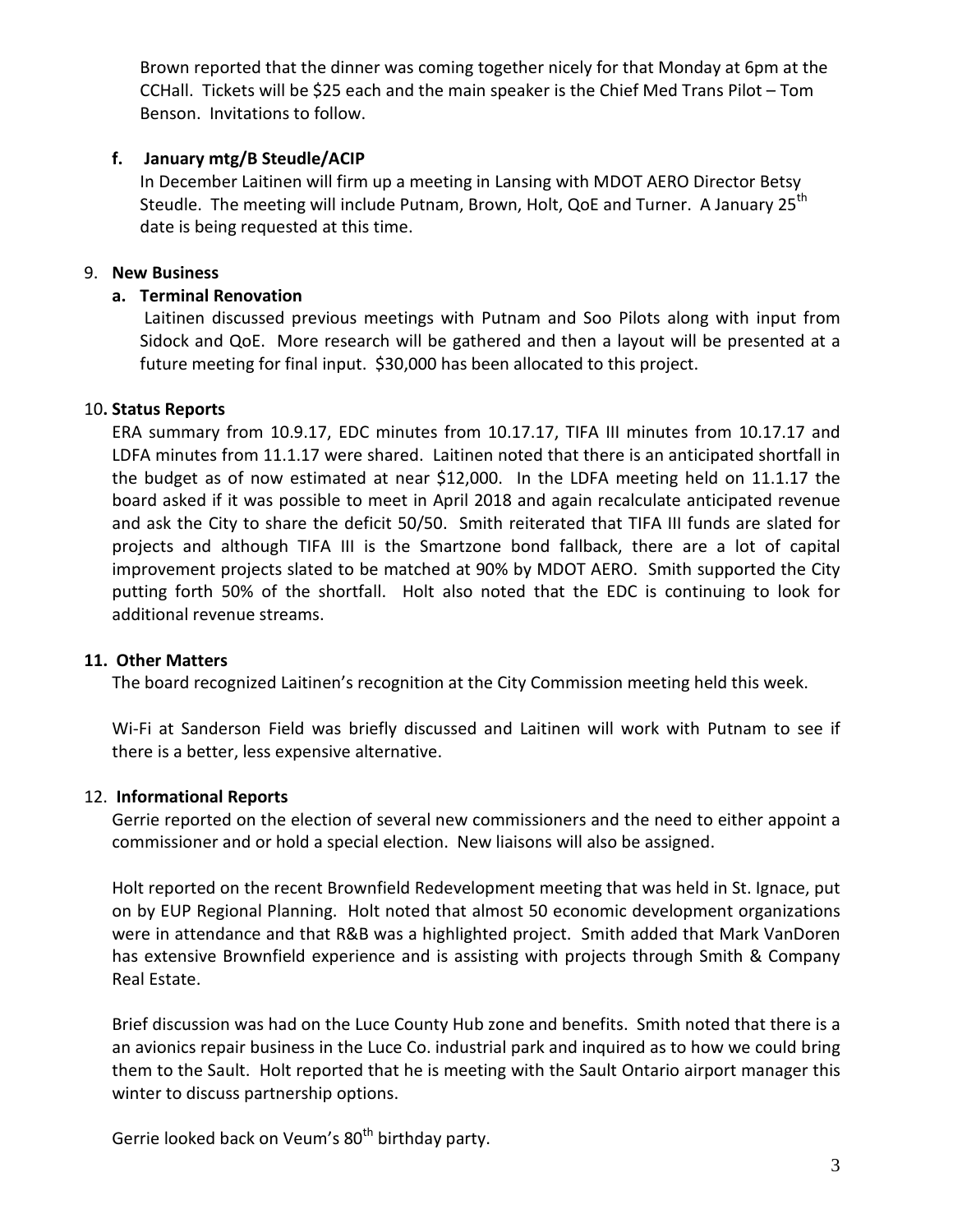Brown reported that the dinner was coming together nicely for that Monday at 6pm at the CCHall. Tickets will be $25 each and the main speaker is the Chief Med Trans Pilot – Tom Benson. Invitations to follow.

**f. January mtg/B Steudle/ACIP**

In December Laitinen will firm up a meeting in Lansing with MDOT AERO Director Betsy Steudle. The meeting will include Putnam, Brown, Holt, QoE and Turner. A January 25th date is being requested at this time.

9. **New Business**

**a. Terminal Renovation**

Laitinen discussed previous meetings with Putnam and Soo Pilots along with input from Sidock and QoE. More research will be gathered and then a layout will be presented at a future meeting for final input. $30,000 has been allocated to this project.

10**. Status Reports**

ERA summary from 10.9.17, EDC minutes from 10.17.17, TIFA III minutes from 10.17.17 and LDFA minutes from 11.1.17 were shared. Laitinen noted that there is an anticipated shortfall in the budget as of now estimated at near $12,000. In the LDFA meeting held on 11.1.17 the board asked if it was possible to meet in April 2018 and again recalculate anticipated revenue and ask the City to share the deficit 50/50. Smith reiterated that TIFA III funds are slated for projects and although TIFA III is the Smartzone bond fallback, there are a lot of capital improvement projects slated to be matched at 90% by MDOT AERO. Smith supported the City putting forth 50% of the shortfall. Holt also noted that the EDC is continuing to look for additional revenue streams.

**11. Other Matters**

The board recognized Laitinen's recognition at the City Commission meeting held this week.

Wi-Fi at Sanderson Field was briefly discussed and Laitinen will work with Putnam to see if there is a better, less expensive alternative.

12. **Informational Reports**

Gerrie reported on the election of several new commissioners and the need to either appoint a commissioner and or hold a special election. New liaisons will also be assigned.

Holt reported on the recent Brownfield Redevelopment meeting that was held in St. Ignace, put on by EUP Regional Planning. Holt noted that almost 50 economic development organizations were in attendance and that R&B was a highlighted project. Smith added that Mark VanDoren has extensive Brownfield experience and is assisting with projects through Smith & Company Real Estate.

Brief discussion was had on the Luce County Hub zone and benefits. Smith noted that there is a an avionics repair business in the Luce Co. industrial park and inquired as to how we could bring them to the Sault. Holt reported that he is meeting with the Sault Ontario airport manager this winter to discuss partnership options.

Gerrie looked back on Veum's 80th birthday party.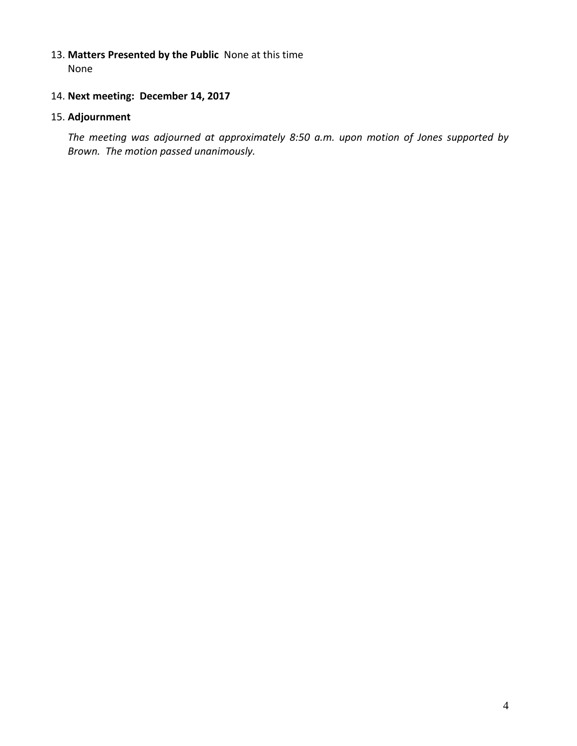13. **Matters Presented by the Public** None at this time
    None

14. **Next meeting: December 14, 2017**

15. **Adjournment**

    *The meeting was adjourned at approximately 8:50 a.m. upon motion of Jones supported by Brown. The motion passed unanimously.*